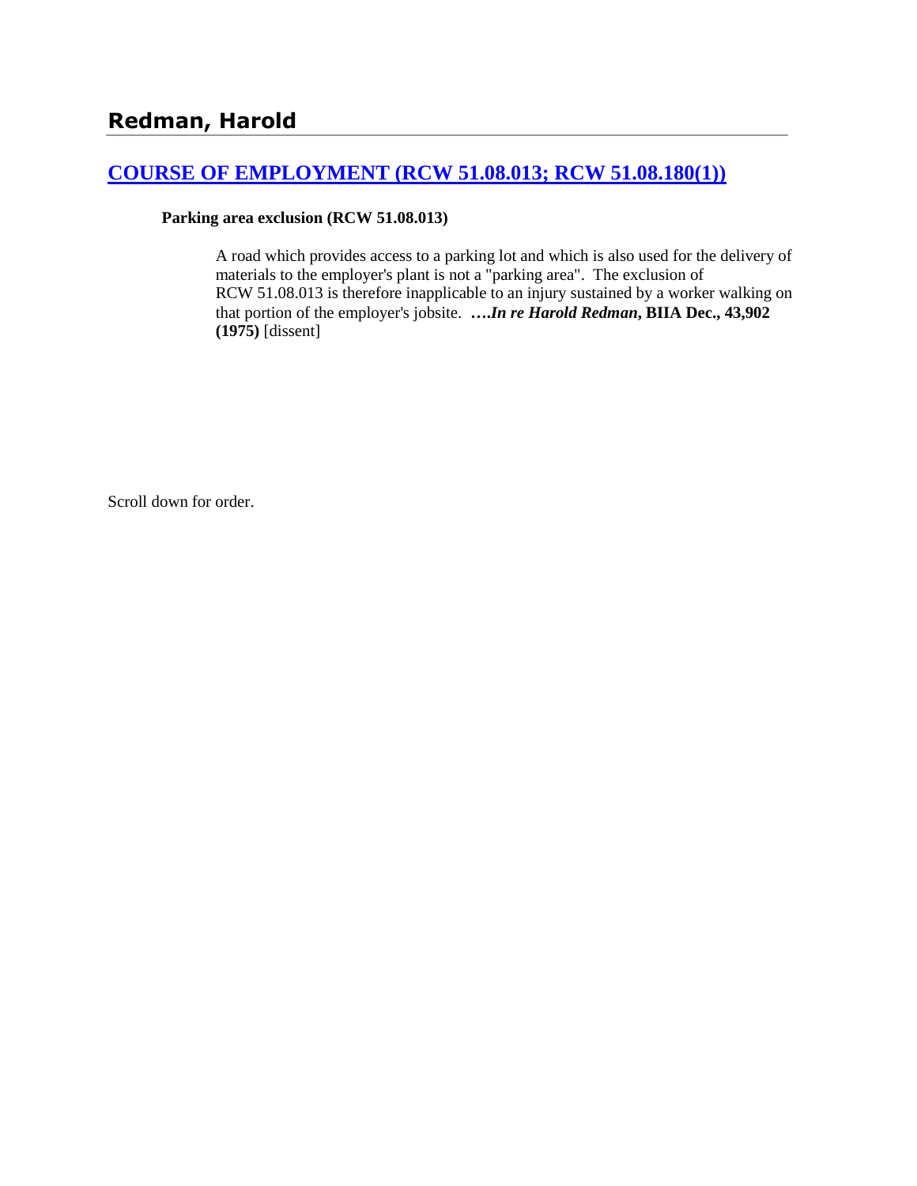## Redman, Harold

### [COURSE OF EMPLOYMENT (RCW 51.08.013; RCW 51.08.180(1))]()

**Parking area exclusion (RCW 51.08.013)**

> A road which provides access to a parking lot and which is also used for the delivery of materials to the employer's plant is not a "parking area". The exclusion of RCW 51.08.013 is therefore inapplicable to an injury sustained by a worker walking on that portion of the employer's jobsite. **….*In re Harold Redman*, BIIA Dec., 43,902 (1975)** [dissent]

Scroll down for order.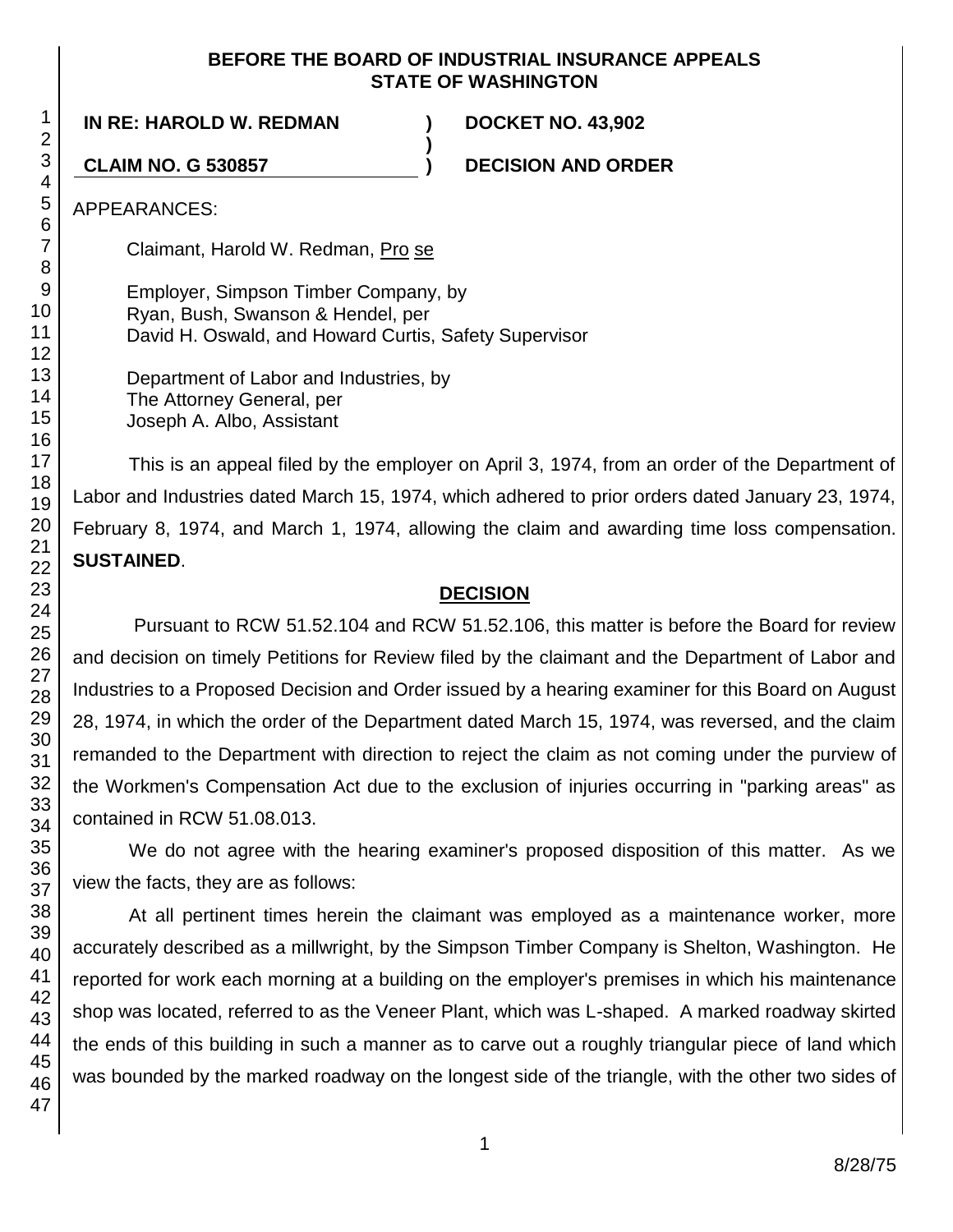**BEFORE THE BOARD OF INDUSTRIAL INSURANCE APPEALS**
**STATE OF WASHINGTON**

**IN RE: HAROLD W. REDMAN** ) **DOCKET NO. 43,902**
)
**CLAIM NO. G 530857** ) **DECISION AND ORDER**

APPEARANCES:

Claimant, Harold W. Redman, Pro se

Employer, Simpson Timber Company, by
Ryan, Bush, Swanson & Hendel, per
David H. Oswald, and Howard Curtis, Safety Supervisor

Department of Labor and Industries, by
The Attorney General, per
Joseph A. Albo, Assistant

This is an appeal filed by the employer on April 3, 1974, from an order of the Department of Labor and Industries dated March 15, 1974, which adhered to prior orders dated January 23, 1974, February 8, 1974, and March 1, 1974, allowing the claim and awarding time loss compensation. **SUSTAINED**.

## DECISION

Pursuant to RCW 51.52.104 and RCW 51.52.106, this matter is before the Board for review and decision on timely Petitions for Review filed by the claimant and the Department of Labor and Industries to a Proposed Decision and Order issued by a hearing examiner for this Board on August 28, 1974, in which the order of the Department dated March 15, 1974, was reversed, and the claim remanded to the Department with direction to reject the claim as not coming under the purview of the Workmen's Compensation Act due to the exclusion of injuries occurring in "parking areas" as contained in RCW 51.08.013.

We do not agree with the hearing examiner's proposed disposition of this matter. As we view the facts, they are as follows:

At all pertinent times herein the claimant was employed as a maintenance worker, more accurately described as a millwright, by the Simpson Timber Company is Shelton, Washington. He reported for work each morning at a building on the employer's premises in which his maintenance shop was located, referred to as the Veneer Plant, which was L-shaped. A marked roadway skirted the ends of this building in such a manner as to carve out a roughly triangular piece of land which was bounded by the marked roadway on the longest side of the triangle, with the other two sides of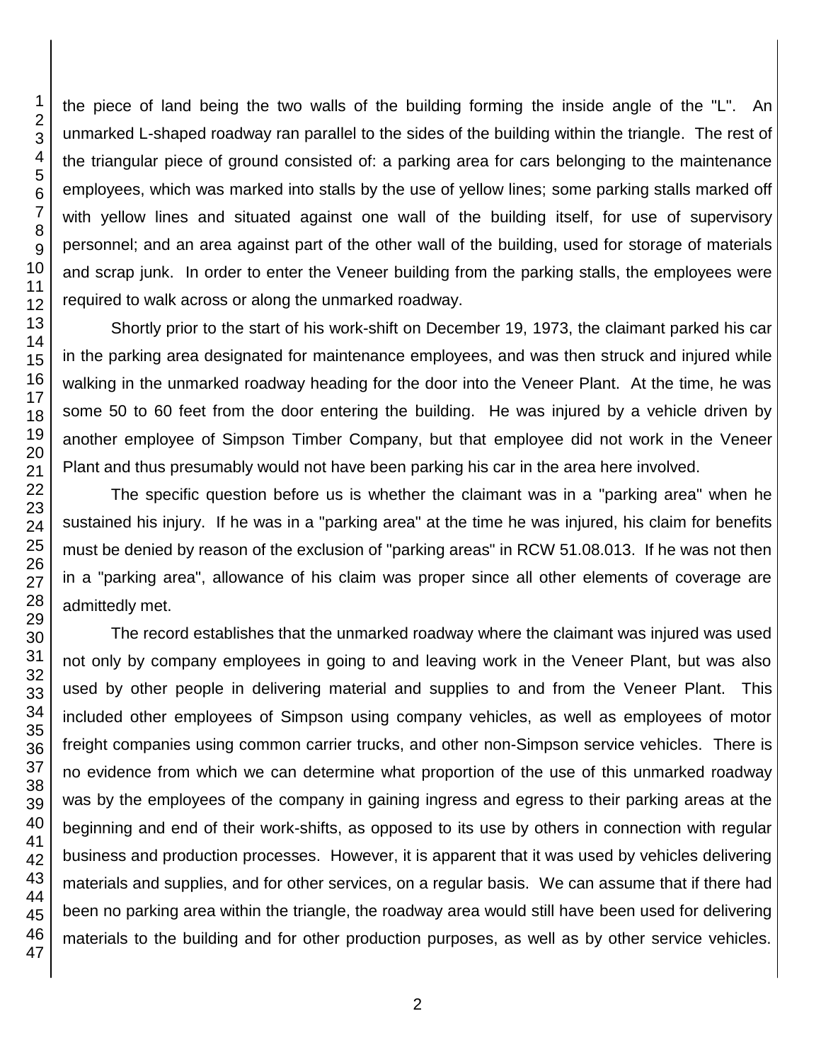the piece of land being the two walls of the building forming the inside angle of the "L". An unmarked L-shaped roadway ran parallel to the sides of the building within the triangle. The rest of the triangular piece of ground consisted of: a parking area for cars belonging to the maintenance employees, which was marked into stalls by the use of yellow lines; some parking stalls marked off with yellow lines and situated against one wall of the building itself, for use of supervisory personnel; and an area against part of the other wall of the building, used for storage of materials and scrap junk. In order to enter the Veneer building from the parking stalls, the employees were required to walk across or along the unmarked roadway.

Shortly prior to the start of his work-shift on December 19, 1973, the claimant parked his car in the parking area designated for maintenance employees, and was then struck and injured while walking in the unmarked roadway heading for the door into the Veneer Plant. At the time, he was some 50 to 60 feet from the door entering the building. He was injured by a vehicle driven by another employee of Simpson Timber Company, but that employee did not work in the Veneer Plant and thus presumably would not have been parking his car in the area here involved.

The specific question before us is whether the claimant was in a "parking area" when he sustained his injury. If he was in a "parking area" at the time he was injured, his claim for benefits must be denied by reason of the exclusion of "parking areas" in RCW 51.08.013. If he was not then in a "parking area", allowance of his claim was proper since all other elements of coverage are admittedly met.

The record establishes that the unmarked roadway where the claimant was injured was used not only by company employees in going to and leaving work in the Veneer Plant, but was also used by other people in delivering material and supplies to and from the Veneer Plant. This included other employees of Simpson using company vehicles, as well as employees of motor freight companies using common carrier trucks, and other non-Simpson service vehicles. There is no evidence from which we can determine what proportion of the use of this unmarked roadway was by the employees of the company in gaining ingress and egress to their parking areas at the beginning and end of their work-shifts, as opposed to its use by others in connection with regular business and production processes. However, it is apparent that it was used by vehicles delivering materials and supplies, and for other services, on a regular basis. We can assume that if there had been no parking area within the triangle, the roadway area would still have been used for delivering materials to the building and for other production purposes, as well as by other service vehicles.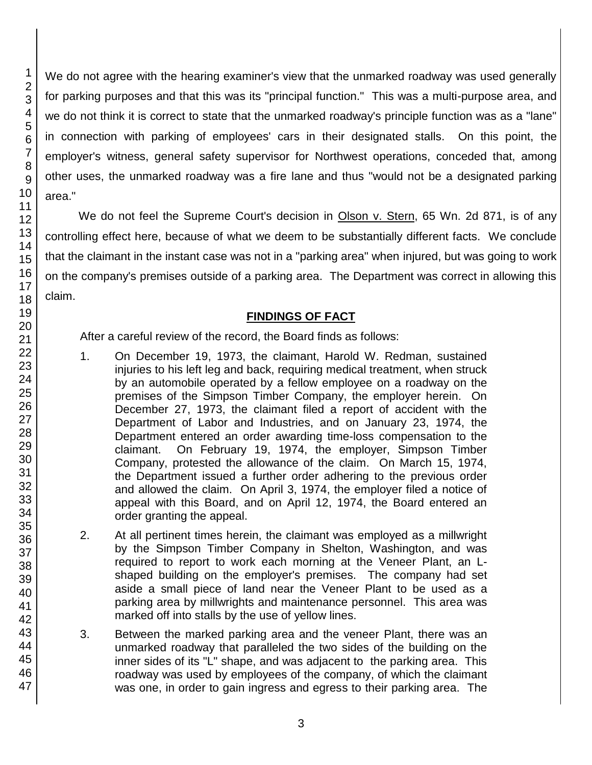We do not agree with the hearing examiner's view that the unmarked roadway was used generally for parking purposes and that this was its "principal function." This was a multi-purpose area, and we do not think it is correct to state that the unmarked roadway's principle function was as a "lane" in connection with parking of employees' cars in their designated stalls. On this point, the employer's witness, general safety supervisor for Northwest operations, conceded that, among other uses, the unmarked roadway was a fire lane and thus "would not be a designated parking area."

We do not feel the Supreme Court's decision in Olson v. Stern, 65 Wn. 2d 871, is of any controlling effect here, because of what we deem to be substantially different facts. We conclude that the claimant in the instant case was not in a "parking area" when injured, but was going to work on the company's premises outside of a parking area. The Department was correct in allowing this claim.

## FINDINGS OF FACT

After a careful review of the record, the Board finds as follows:

1. On December 19, 1973, the claimant, Harold W. Redman, sustained injuries to his left leg and back, requiring medical treatment, when struck by an automobile operated by a fellow employee on a roadway on the premises of the Simpson Timber Company, the employer herein. On December 27, 1973, the claimant filed a report of accident with the Department of Labor and Industries, and on January 23, 1974, the Department entered an order awarding time-loss compensation to the claimant. On February 19, 1974, the employer, Simpson Timber Company, protested the allowance of the claim. On March 15, 1974, the Department issued a further order adhering to the previous order and allowed the claim. On April 3, 1974, the employer filed a notice of appeal with this Board, and on April 12, 1974, the Board entered an order granting the appeal.

2. At all pertinent times herein, the claimant was employed as a millwright by the Simpson Timber Company in Shelton, Washington, and was required to report to work each morning at the Veneer Plant, an L-shaped building on the employer's premises. The company had set aside a small piece of land near the Veneer Plant to be used as a parking area by millwrights and maintenance personnel. This area was marked off into stalls by the use of yellow lines.

3. Between the marked parking area and the veneer Plant, there was an unmarked roadway that paralleled the two sides of the building on the inner sides of its "L" shape, and was adjacent to the parking area. This roadway was used by employees of the company, of which the claimant was one, in order to gain ingress and egress to their parking area. The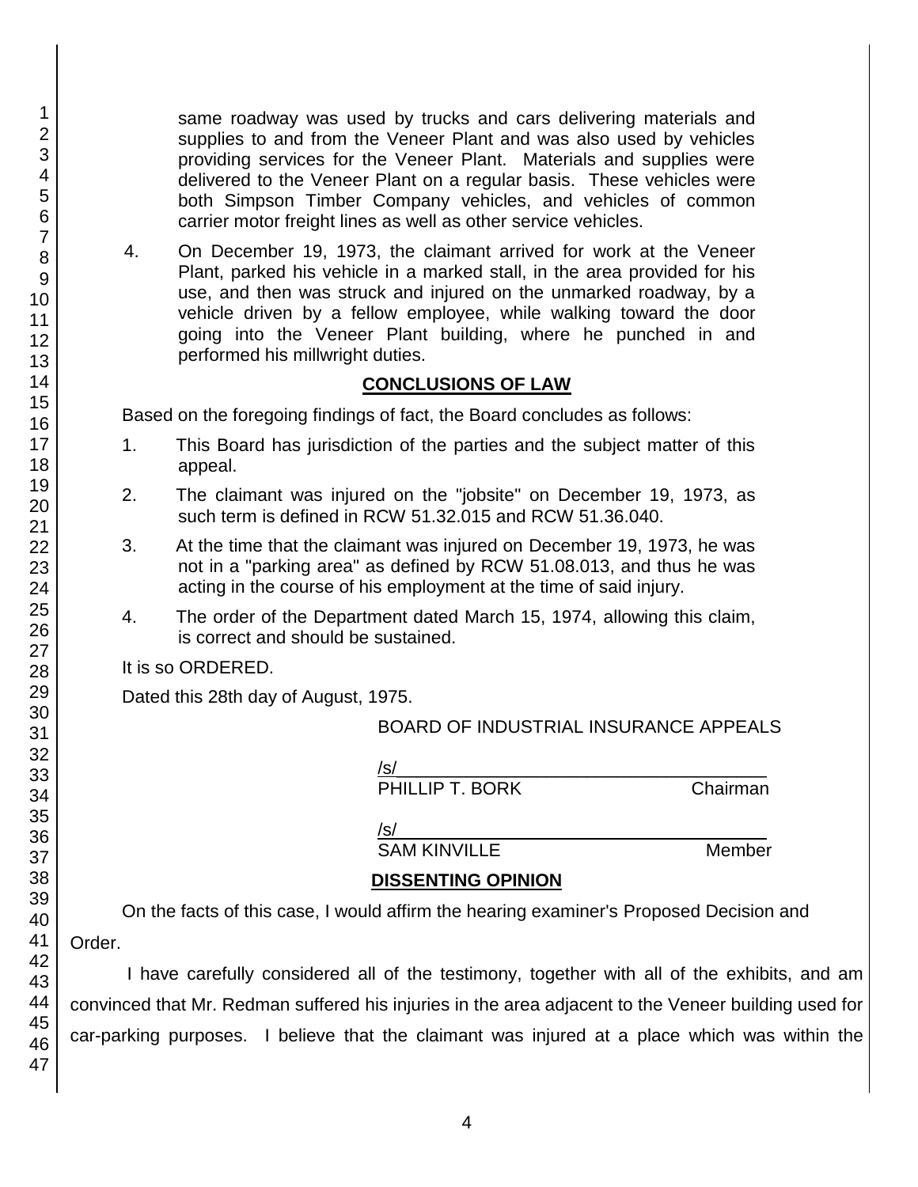same roadway was used by trucks and cars delivering materials and supplies to and from the Veneer Plant and was also used by vehicles providing services for the Veneer Plant. Materials and supplies were delivered to the Veneer Plant on a regular basis. These vehicles were both Simpson Timber Company vehicles, and vehicles of common carrier motor freight lines as well as other service vehicles.

4. On December 19, 1973, the claimant arrived for work at the Veneer Plant, parked his vehicle in a marked stall, in the area provided for his use, and then was struck and injured on the unmarked roadway, by a vehicle driven by a fellow employee, while walking toward the door going into the Veneer Plant building, where he punched in and performed his millwright duties.

## CONCLUSIONS OF LAW

Based on the foregoing findings of fact, the Board concludes as follows:

1. This Board has jurisdiction of the parties and the subject matter of this appeal.

2. The claimant was injured on the "jobsite" on December 19, 1973, as such term is defined in RCW 51.32.015 and RCW 51.36.040.

3. At the time that the claimant was injured on December 19, 1973, he was not in a "parking area" as defined by RCW 51.08.013, and thus he was acting in the course of his employment at the time of said injury.

4. The order of the Department dated March 15, 1974, allowing this claim, is correct and should be sustained.

It is so ORDERED.

Dated this 28th day of August, 1975.

BOARD OF INDUSTRIAL INSURANCE APPEALS

/s/
PHILLIP T. BORK Chairman

/s/
SAM KINVILLE Member

## DISSENTING OPINION

On the facts of this case, I would affirm the hearing examiner's Proposed Decision and Order.

I have carefully considered all of the testimony, together with all of the exhibits, and am convinced that Mr. Redman suffered his injuries in the area adjacent to the Veneer building used for car-parking purposes. I believe that the claimant was injured at a place which was within the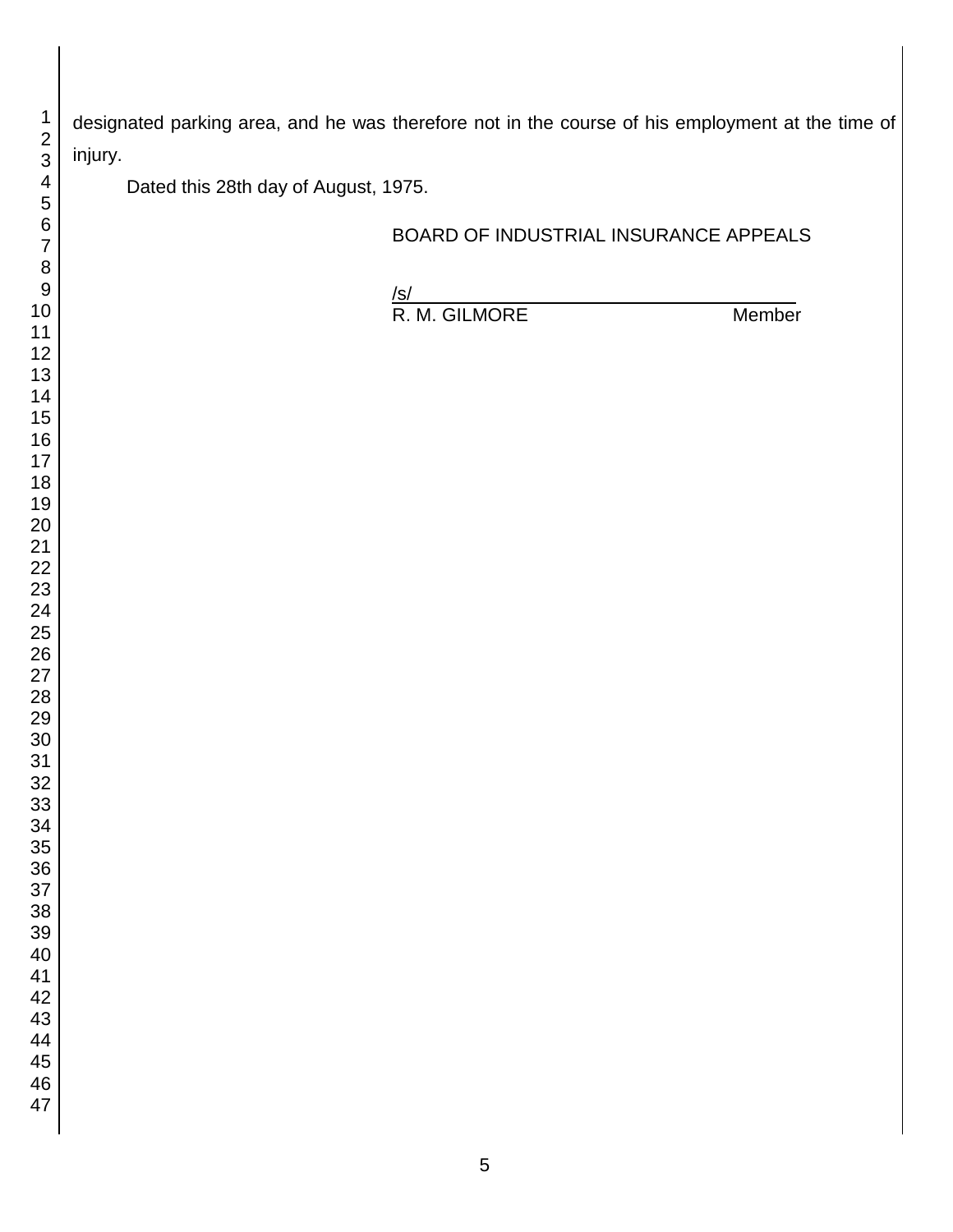designated parking area, and he was therefore not in the course of his employment at the time of injury.

Dated this 28th day of August, 1975.

BOARD OF INDUSTRIAL INSURANCE APPEALS

/s/
R. M. GILMORE Member